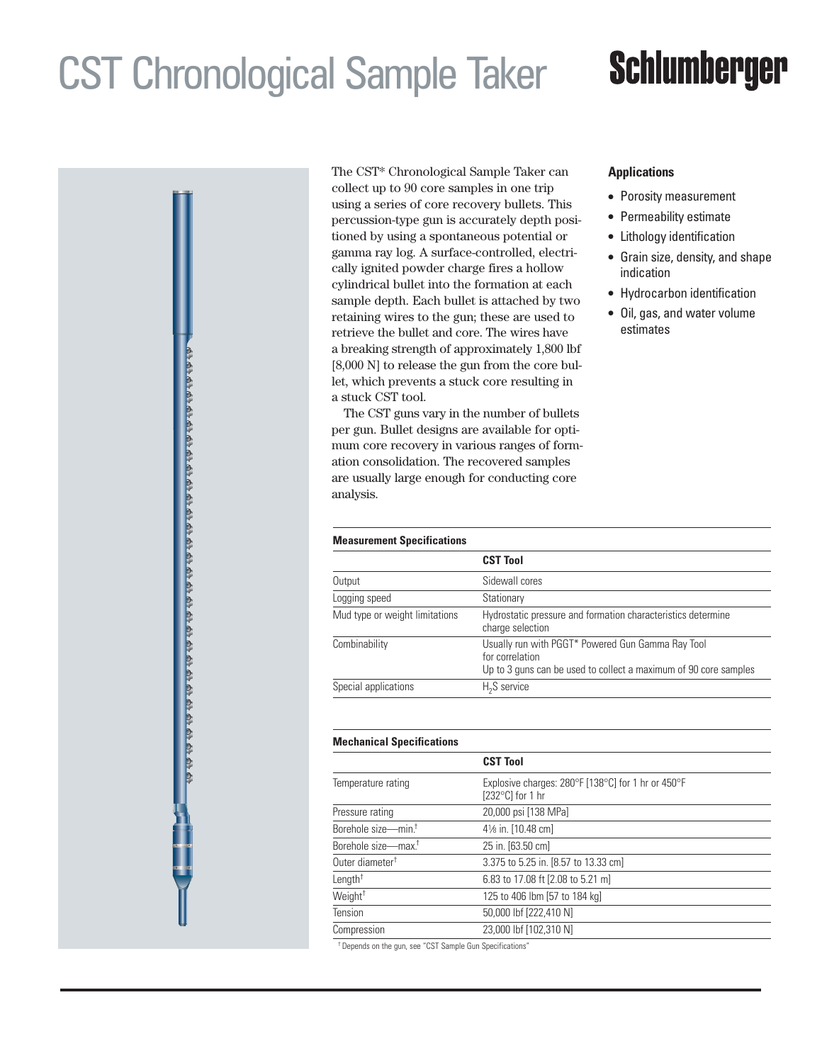# CST Chronological Sample Taker

**Schlumberger**

The CST* Chronological Sample Taker can collect up to 90 core samples in one trip using a series of core recovery bullets. This percussion-type gun is accurately depth positioned by using a spontaneous potential or gamma ray log. A surface-controlled, electrically ignited powder charge fires a hollow cylindrical bullet into the formation at each sample depth. Each bullet is attached by two retaining wires to the gun; these are used to retrieve the bullet and core. The wires have a breaking strength of approximately 1,800 lbf [8,000 N] to release the gun from the core bullet, which prevents a stuck core resulting in a stuck CST tool.

The CST guns vary in the number of bullets per gun. Bullet designs are available for optimum core recovery in various ranges of formation consolidation. The recovered samples are usually large enough for conducting core analysis.

### Applications

- Porosity measurement
- Permeability estimate
- Lithology identification
- Grain size, density, and shape indication
- Hydrocarbon identification
- Oil, gas, and water volume estimates

**Measurement Specifications**

| | CST Tool |
|---|---|
| Output | Sidewall cores |
| Logging speed | Stationary |
| Mud type or weight limitations | Hydrostatic pressure and formation characteristics determine charge selection |
| Combinability | Usually run with PGGT* Powered Gun Gamma Ray Tool for correlation<br>Up to 3 guns can be used to collect a maximum of 90 core samples |
| Special applications | $H_2S$ service |

**Mechanical Specifications**

| | CST Tool |
|---|---|
| Temperature rating | Explosive charges: 280°F [138°C] for 1 hr or 450°F [232°C] for 1 hr |
| Pressure rating | 20,000 psi [138 MPa] |
| Borehole size—min.† | 4⅛ in. [10.48 cm] |
| Borehole size—max.† | 25 in. [63.50 cm] |
| Outer diameter† | 3.375 to 5.25 in. [8.57 to 13.33 cm] |
| Length† | 6.83 to 17.08 ft [2.08 to 5.21 m] |
| Weight† | 125 to 406 lbm [57 to 184 kg] |
| Tension | 50,000 lbf [222,410 N] |
| Compression | 23,000 lbf [102,310 N] |

† Depends on the gun, see "CST Sample Gun Specifications"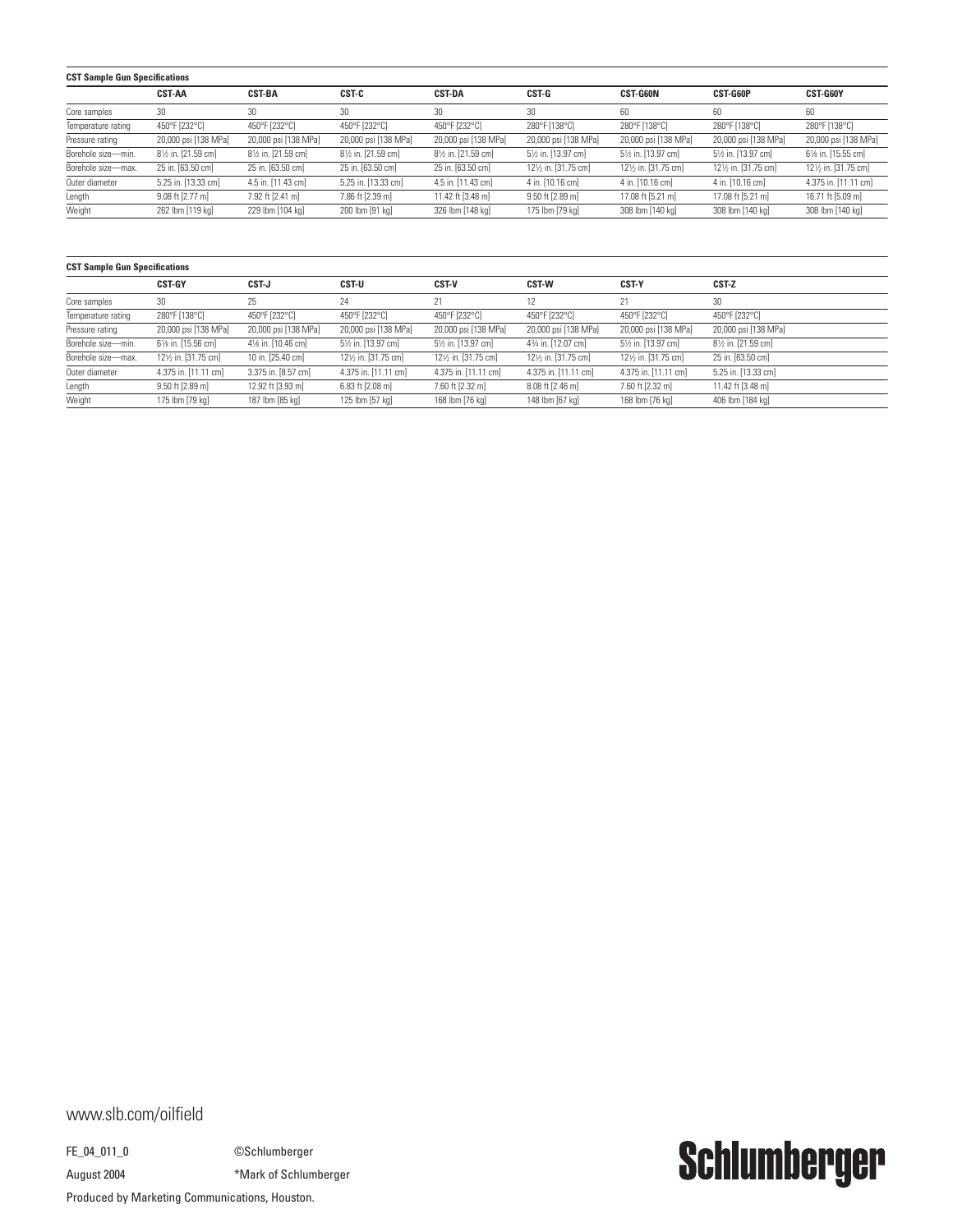**CST Sample Gun Specifications**

| | CST-AA | CST-BA | CST-C | CST-DA | CST-G | CST-G60N | CST-G60P | CST-G60Y |
|---|---|---|---|---|---|---|---|---|
| Core samples | 30 | 30 | 30 | 30 | 30 | 60 | 60 | 60 |
| Temperature rating | 450°F [232°C] | 450°F [232°C] | 450°F [232°C] | 450°F [232°C] | 280°F [138°C] | 280°F [138°C] | 280°F [138°C] | 280°F [138°C] |
| Pressure rating | 20,000 psi [138 MPa] | 20,000 psi [138 MPa] | 20,000 psi [138 MPa] | 20,000 psi [138 MPa] | 20,000 psi [138 MPa] | 20,000 psi [138 MPa] | 20,000 psi [138 MPa] | 20,000 psi [138 MPa] |
| Borehole size—min. | 8½ in. [21.59 cm] | 8½ in. [21.59 cm] | 8½ in. [21.59 cm] | 8½ in. [21.59 cm] | 5½ in. [13.97 cm] | 5½ in. [13.97 cm] | 5½ in. [13.97 cm] | 6⅛ in. [15.55 cm] |
| Borehole size—max. | 25 in. [63.50 cm] | 25 in. [63.50 cm] | 25 in. [63.50 cm] | 25 in. [63.50 cm] | 12½ in. [31.75 cm] | 12½ in. [31.75 cm] | 12½ in. [31.75 cm] | 12½ in. [31.75 cm] |
| Outer diameter | 5.25 in. [13.33 cm] | 4.5 in. [11.43 cm] | 5.25 in. [13.33 cm] | 4.5 in. [11.43 cm] | 4 in. [10.16 cm] | 4 in. [10.16 cm] | 4 in. [10.16 cm] | 4.375 in. [11.11 cm] |
| Length | 9.08 ft [2.77 m] | 7.92 ft [2.41 m] | 7.86 ft [2.39 m] | 11.42 ft [3.48 m] | 9.50 ft [2.89 m] | 17.08 ft [5.21 m] | 17.08 ft [5.21 m] | 16.71 ft [5.09 m] |
| Weight | 262 lbm [119 kg] | 229 lbm [104 kg] | 200 lbm [91 kg] | 326 lbm [148 kg] | 175 lbm [79 kg] | 308 lbm [140 kg] | 308 lbm [140 kg] | 308 lbm [140 kg] |

**CST Sample Gun Specifications**

| | CST-GY | CST-J | CST-U | CST-V | CST-W | CST-Y | CST-Z |
|---|---|---|---|---|---|---|---|
| Core samples | 30 | 25 | 24 | 21 | 12 | 21 | 30 |
| Temperature rating | 280°F [138°C] | 450°F [232°C] | 450°F [232°C] | 450°F [232°C] | 450°F [232°C] | 450°F [232°C] | 450°F [232°C] |
| Pressure rating | 20,000 psi [138 MPa] | 20,000 psi [138 MPa] | 20,000 psi [138 MPa] | 20,000 psi [138 MPa] | 20,000 psi [138 MPa] | 20,000 psi [138 MPa] | 20,000 psi [138 MPa] |
| Borehole size—min. | 6⅛ in. [15.56 cm] | 4⅛ in. [10.46 cm] | 5½ in. [13.97 cm] | 5½ in. [13.97 cm] | 4¾ in. [12.07 cm] | 5½ in. [13.97 cm] | 8½ in. [21.59 cm] |
| Borehole size—max. | 12½ in. [31.75 cm] | 10 in. [25.40 cm] | 12½ in. [31.75 cm] | 12½ in. [31.75 cm] | 12½ in. [31.75 cm] | 12½ in. [31.75 cm] | 25 in. [63.50 cm] |
| Outer diameter | 4.375 in. [11.11 cm] | 3.375 in. [8.57 cm] | 4.375 in. [11.11 cm] | 4.375 in. [11.11 cm] | 4.375 in. [11.11 cm] | 4.375 in. [11.11 cm] | 5.25 in. [13.33 cm] |
| Length | 9.50 ft [2.89 m] | 12.92 ft [3.93 m] | 6.83 ft [2.08 m] | 7.60 ft [2.32 m] | 8.08 ft [2.46 m] | 7.60 ft [2.32 m] | 11.42 ft [3.48 m] |
| Weight | 175 lbm [79 kg] | 187 lbm [85 kg] | 125 lbm [57 kg] | 168 lbm [76 kg] | 148 lbm [67 kg] | 168 lbm [76 kg] | 406 lbm [184 kg] |

www.slb.com/oilfield

FE_04_011_0 ©Schlumberger

August 2004 *Mark of Schlumberger

Produced by Marketing Communications, Houston.

Schlumberger